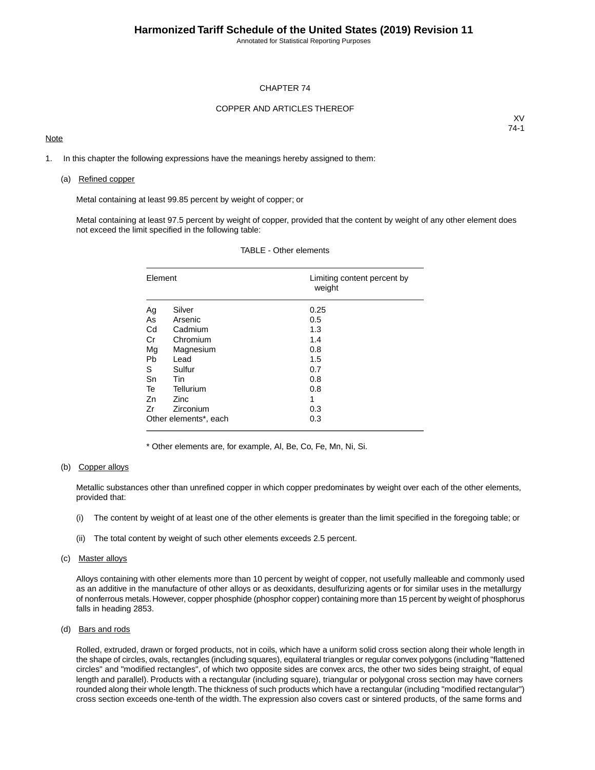# CHAPTER 74

## COPPER AND ARTICLES THEREOF

XV
74-1

Note

1. In this chapter the following expressions have the meanings hereby assigned to them:

   (a) Refined copper

   Metal containing at least 99.85 percent by weight of copper; or

   Metal containing at least 97.5 percent by weight of copper, provided that the content by weight of any other element does not exceed the limit specified in the following table:

   TABLE - Other elements

   | Element | | Limiting content percent by weight |
   |---|---|---|
   | Ag | Silver | 0.25 |
   | As | Arsenic | 0.5 |
   | Cd | Cadmium | 1.3 |
   | Cr | Chromium | 1.4 |
   | Mg | Magnesium | 0.8 |
   | Pb | Lead | 1.5 |
   | S | Sulfur | 0.7 |
   | Sn | Tin | 0.8 |
   | Te | Tellurium | 0.8 |
   | Zn | Zinc | 1 |
   | Zr | Zirconium | 0.3 |
   | Other elements*, each | | 0.3 |

   * Other elements are, for example, Al, Be, Co, Fe, Mn, Ni, Si.

   (b) Copper alloys

   Metallic substances other than unrefined copper in which copper predominates by weight over each of the other elements, provided that:

   (i) The content by weight of at least one of the other elements is greater than the limit specified in the foregoing table; or

   (ii) The total content by weight of such other elements exceeds 2.5 percent.

   (c) Master alloys

   Alloys containing with other elements more than 10 percent by weight of copper, not usefully malleable and commonly used as an additive in the manufacture of other alloys or as deoxidants, desulfurizing agents or for similar uses in the metallurgy of nonferrous metals. However, copper phosphide (phosphor copper) containing more than 15 percent by weight of phosphorus falls in heading 2853.

   (d) Bars and rods

   Rolled, extruded, drawn or forged products, not in coils, which have a uniform solid cross section along their whole length in the shape of circles, ovals, rectangles (including squares), equilateral triangles or regular convex polygons (including "flattened circles" and "modified rectangles", of which two opposite sides are convex arcs, the other two sides being straight, of equal length and parallel). Products with a rectangular (including square), triangular or polygonal cross section may have corners rounded along their whole length. The thickness of such products which have a rectangular (including "modified rectangular") cross section exceeds one-tenth of the width. The expression also covers cast or sintered products, of the same forms and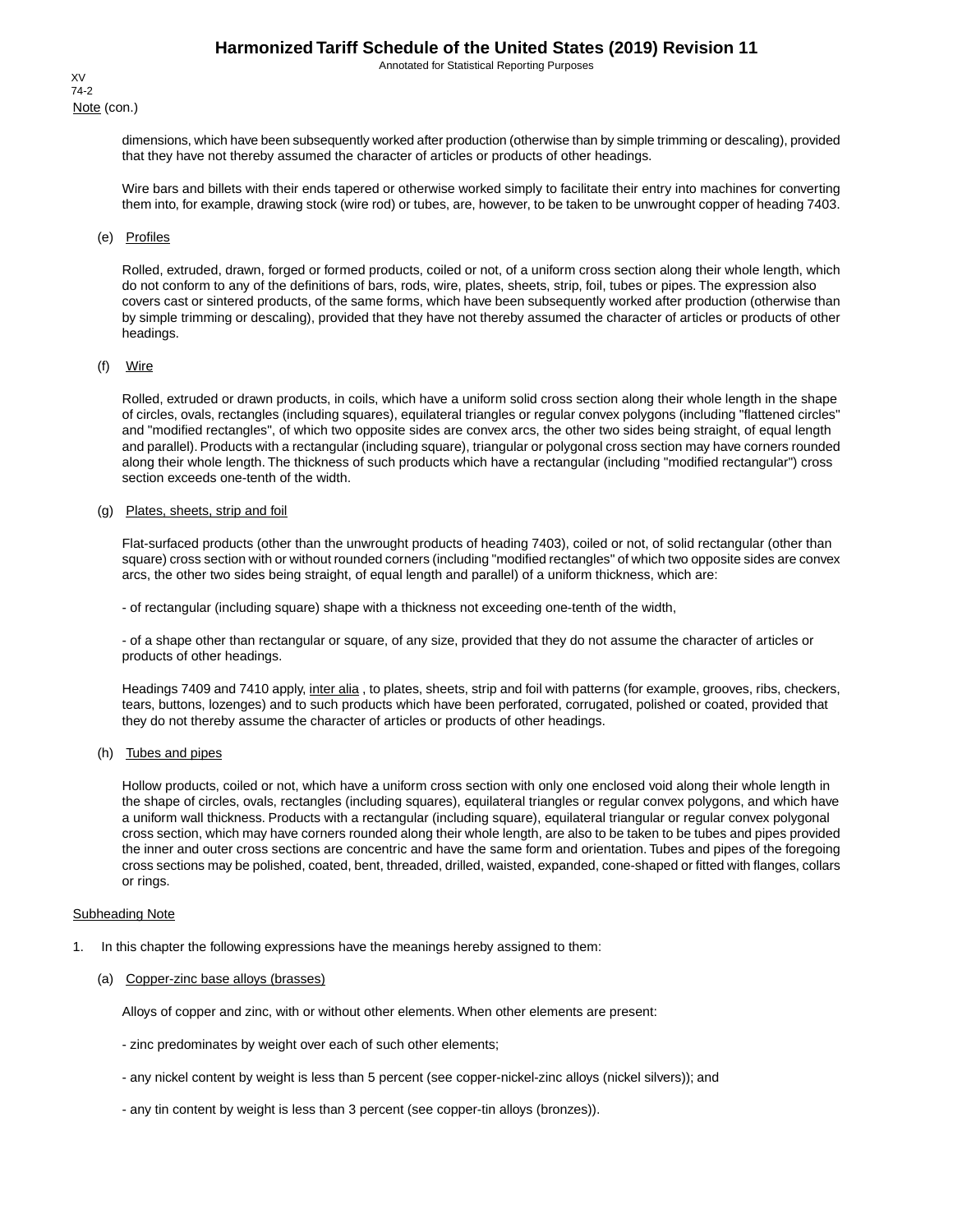Note (con.)

dimensions, which have been subsequently worked after production (otherwise than by simple trimming or descaling), provided that they have not thereby assumed the character of articles or products of other headings.

Wire bars and billets with their ends tapered or otherwise worked simply to facilitate their entry into machines for converting them into, for example, drawing stock (wire rod) or tubes, are, however, to be taken to be unwrought copper of heading 7403.

(e) Profiles

Rolled, extruded, drawn, forged or formed products, coiled or not, of a uniform cross section along their whole length, which do not conform to any of the definitions of bars, rods, wire, plates, sheets, strip, foil, tubes or pipes. The expression also covers cast or sintered products, of the same forms, which have been subsequently worked after production (otherwise than by simple trimming or descaling), provided that they have not thereby assumed the character of articles or products of other headings.

(f) Wire

Rolled, extruded or drawn products, in coils, which have a uniform solid cross section along their whole length in the shape of circles, ovals, rectangles (including squares), equilateral triangles or regular convex polygons (including "flattened circles" and "modified rectangles", of which two opposite sides are convex arcs, the other two sides being straight, of equal length and parallel). Products with a rectangular (including square), triangular or polygonal cross section may have corners rounded along their whole length. The thickness of such products which have a rectangular (including "modified rectangular") cross section exceeds one-tenth of the width.

(g) Plates, sheets, strip and foil

Flat-surfaced products (other than the unwrought products of heading 7403), coiled or not, of solid rectangular (other than square) cross section with or without rounded corners (including "modified rectangles" of which two opposite sides are convex arcs, the other two sides being straight, of equal length and parallel) of a uniform thickness, which are:

- of rectangular (including square) shape with a thickness not exceeding one-tenth of the width,

- of a shape other than rectangular or square, of any size, provided that they do not assume the character of articles or products of other headings.

Headings 7409 and 7410 apply, inter alia , to plates, sheets, strip and foil with patterns (for example, grooves, ribs, checkers, tears, buttons, lozenges) and to such products which have been perforated, corrugated, polished or coated, provided that they do not thereby assume the character of articles or products of other headings.

(h) Tubes and pipes

Hollow products, coiled or not, which have a uniform cross section with only one enclosed void along their whole length in the shape of circles, ovals, rectangles (including squares), equilateral triangles or regular convex polygons, and which have a uniform wall thickness. Products with a rectangular (including square), equilateral triangular or regular convex polygonal cross section, which may have corners rounded along their whole length, are also to be taken to be tubes and pipes provided the inner and outer cross sections are concentric and have the same form and orientation. Tubes and pipes of the foregoing cross sections may be polished, coated, bent, threaded, drilled, waisted, expanded, cone-shaped or fitted with flanges, collars or rings.

Subheading Note

1. In this chapter the following expressions have the meanings hereby assigned to them:

(a) Copper-zinc base alloys (brasses)

Alloys of copper and zinc, with or without other elements. When other elements are present:

- zinc predominates by weight over each of such other elements;

- any nickel content by weight is less than 5 percent (see copper-nickel-zinc alloys (nickel silvers)); and

- any tin content by weight is less than 3 percent (see copper-tin alloys (bronzes)).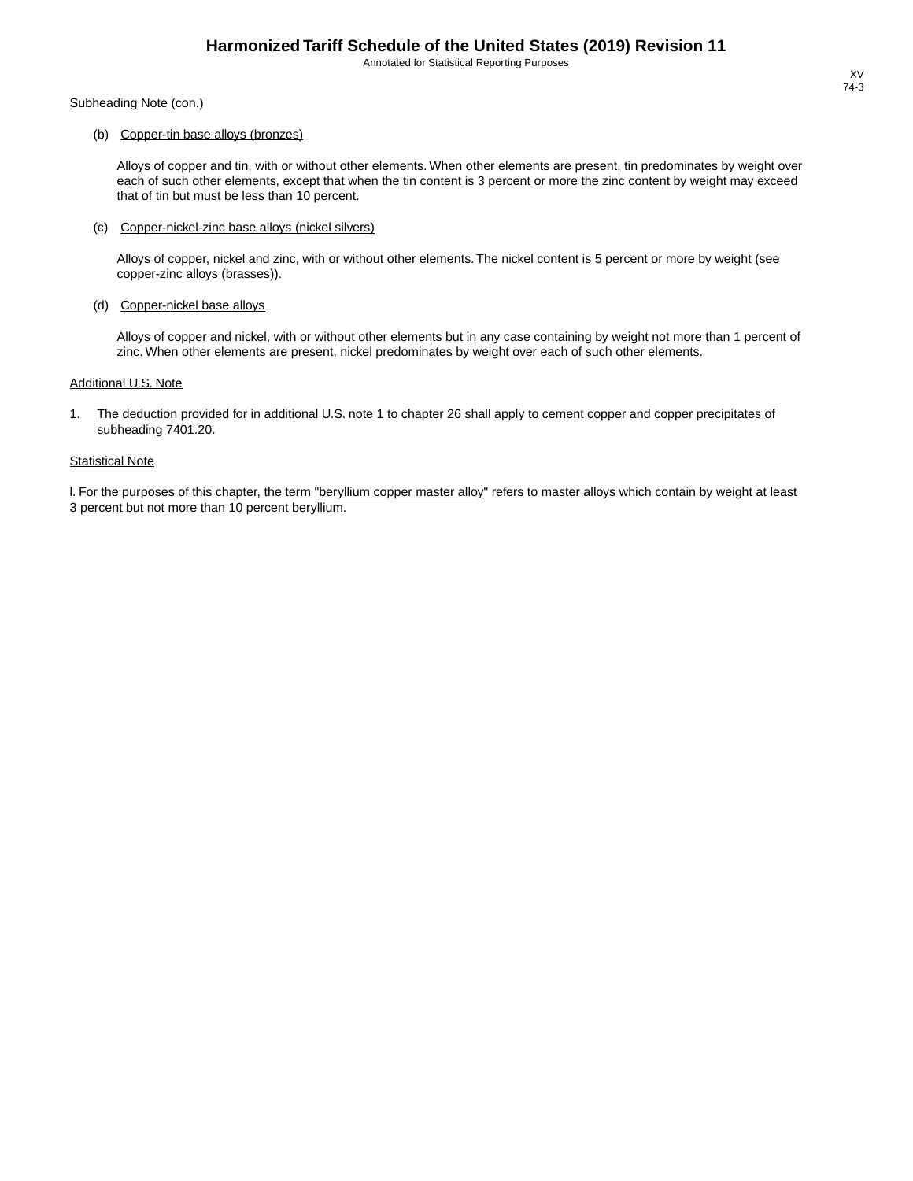Subheading Note (con.)

(b) Copper-tin base alloys (bronzes)

Alloys of copper and tin, with or without other elements. When other elements are present, tin predominates by weight over each of such other elements, except that when the tin content is 3 percent or more the zinc content by weight may exceed that of tin but must be less than 10 percent.

(c) Copper-nickel-zinc base alloys (nickel silvers)

Alloys of copper, nickel and zinc, with or without other elements. The nickel content is 5 percent or more by weight (see copper-zinc alloys (brasses)).

(d) Copper-nickel base alloys

Alloys of copper and nickel, with or without other elements but in any case containing by weight not more than 1 percent of zinc. When other elements are present, nickel predominates by weight over each of such other elements.

Additional U.S. Note

1. The deduction provided for in additional U.S. note 1 to chapter 26 shall apply to cement copper and copper precipitates of subheading 7401.20.

Statistical Note

l. For the purposes of this chapter, the term "beryllium copper master alloy" refers to master alloys which contain by weight at least 3 percent but not more than 10 percent beryllium.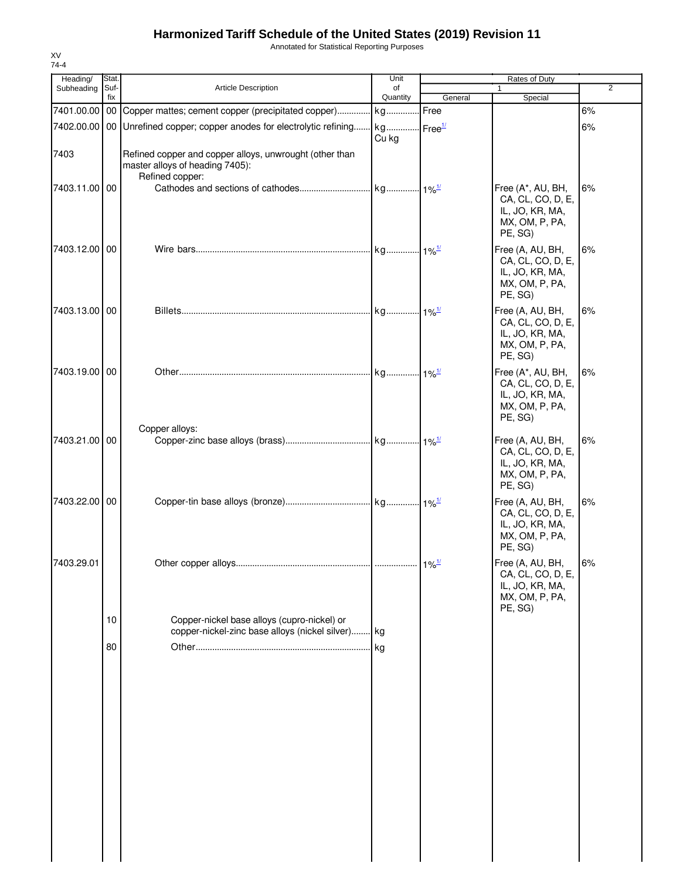# Harmonized Tariff Schedule of the United States (2019) Revision 11

Annotated for Statistical Reporting Purposes

XV
74-4

| Heading/ Subheading | Stat. Suf- fix | Article Description | Unit of Quantity | Rates of Duty 1 General | Special | 2 |
|---|---|---|---|---|---|---|
| 7401.00.00 | 00 | Copper mattes; cement copper (precipitated copper) | kg | Free | | 6% |
| 7402.00.00 | 00 | Unrefined copper; copper anodes for electrolytic refining | kg Cu kg | Free[1/] | | 6% |
| 7403 | | Refined copper and copper alloys, unwrought (other than master alloys of heading 7405): | | | | |
| | | Refined copper: | | | | |
| 7403.11.00 | 00 | Cathodes and sections of cathodes | kg | 1%[1/] | Free (A*, AU, BH, CA, CL, CO, D, E, IL, JO, KR, MA, MX, OM, P, PA, PE, SG) | 6% |
| 7403.12.00 | 00 | Wire bars | kg | 1%[1/] | Free (A, AU, BH, CA, CL, CO, D, E, IL, JO, KR, MA, MX, OM, P, PA, PE, SG) | 6% |
| 7403.13.00 | 00 | Billets | kg | 1%[1/] | Free (A, AU, BH, CA, CL, CO, D, E, IL, JO, KR, MA, MX, OM, P, PA, PE, SG) | 6% |
| 7403.19.00 | 00 | Other | kg | 1%[1/] | Free (A*, AU, BH, CA, CL, CO, D, E, IL, JO, KR, MA, MX, OM, P, PA, PE, SG) | 6% |
| | | Copper alloys: | | | | |
| 7403.21.00 | 00 | Copper-zinc base alloys (brass) | kg | 1%[1/] | Free (A, AU, BH, CA, CL, CO, D, E, IL, JO, KR, MA, MX, OM, P, PA, PE, SG) | 6% |
| 7403.22.00 | 00 | Copper-tin base alloys (bronze) | kg | 1%[1/] | Free (A, AU, BH, CA, CL, CO, D, E, IL, JO, KR, MA, MX, OM, P, PA, PE, SG) | 6% |
| 7403.29.01 | | Other copper alloys | | 1%[1/] | Free (A, AU, BH, CA, CL, CO, D, E, IL, JO, KR, MA, MX, OM, P, PA, PE, SG) | 6% |
| | 10 | Copper-nickel base alloys (cupro-nickel) or copper-nickel-zinc base alloys (nickel silver) | kg | | | |
| | 80 | Other | kg | | | |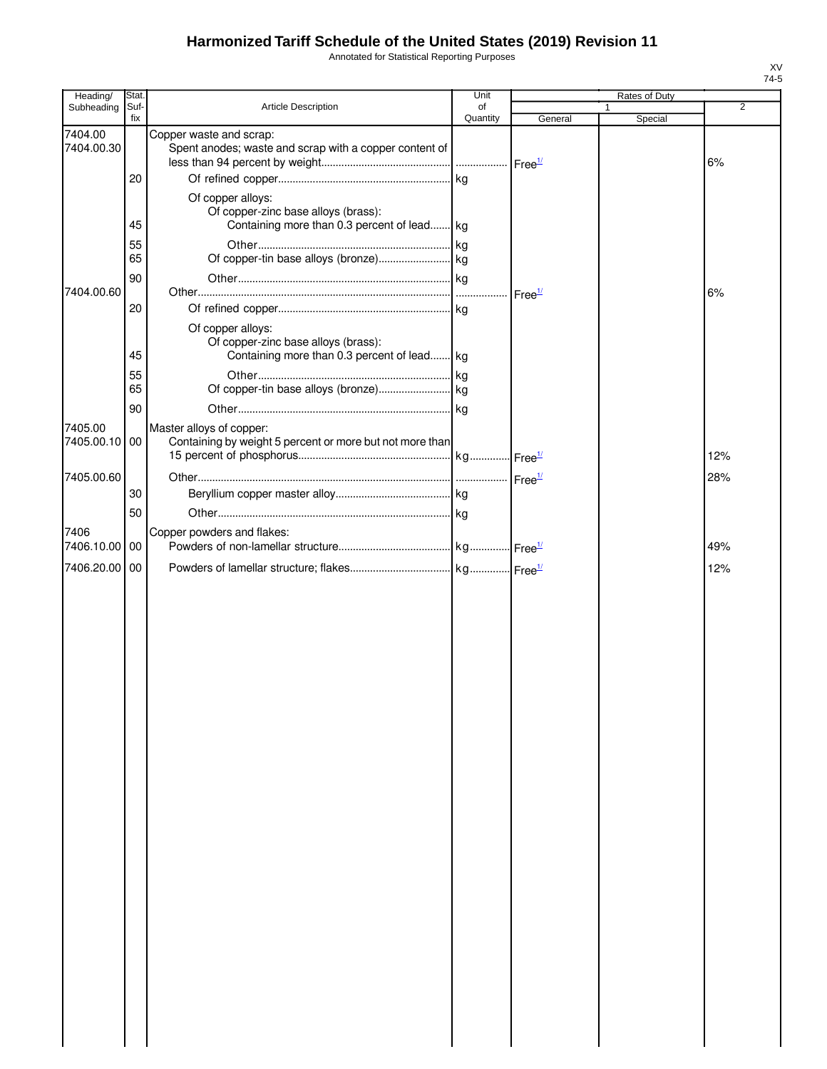# Harmonized Tariff Schedule of the United States (2019) Revision 11

Annotated for Statistical Reporting Purposes

XV
74-5

| Heading/ Subheading | Stat. Suf- fix | Article Description | Unit of Quantity | Rates of Duty 1 General | Special | 2 |
|---|---|---|---|---|---|---|
| 7404.00 | | Copper waste and scrap: | | | | |
| 7404.00.30 | | Spent anodes; waste and scrap with a copper content of less than 94 percent by weight | | Free[1/] | | 6% |
| | 20 | Of refined copper | kg | | | |
| | | Of copper alloys: | | | | |
| | | Of copper-zinc base alloys (brass): | | | | |
| | 45 | Containing more than 0.3 percent of lead | kg | | | |
| | 55 | Other | kg | | | |
| | 65 | Of copper-tin base alloys (bronze) | kg | | | |
| | 90 | Other | kg | | | |
| 7404.00.60 | | Other | | Free[1/] | | 6% |
| | 20 | Of refined copper | kg | | | |
| | | Of copper alloys: | | | | |
| | | Of copper-zinc base alloys (brass): | | | | |
| | 45 | Containing more than 0.3 percent of lead | kg | | | |
| | 55 | Other | kg | | | |
| | 65 | Of copper-tin base alloys (bronze) | kg | | | |
| | 90 | Other | kg | | | |
| 7405.00 | | Master alloys of copper: | | | | |
| 7405.00.10 | 00 | Containing by weight 5 percent or more but not more than 15 percent of phosphorus | kg | Free[1/] | | 12% |
| 7405.00.60 | | Other | | Free[1/] | | 28% |
| | 30 | Beryllium copper master alloy | kg | | | |
| | 50 | Other | kg | | | |
| 7406 | | Copper powders and flakes: | | | | |
| 7406.10.00 | 00 | Powders of non-lamellar structure | kg | Free[1/] | | 49% |
| 7406.20.00 | 00 | Powders of lamellar structure; flakes | kg | Free[1/] | | 12% |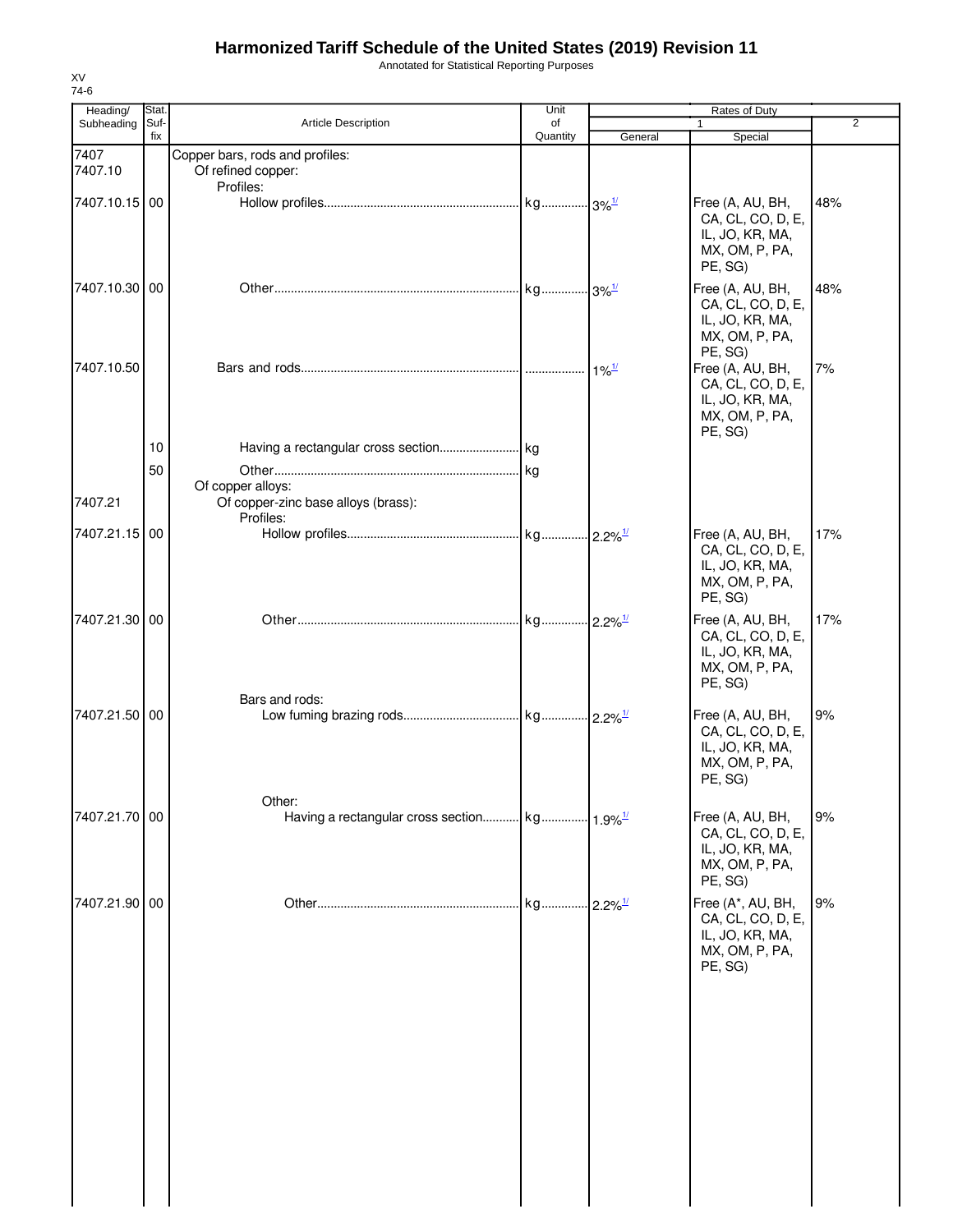# Harmonized Tariff Schedule of the United States (2019) Revision 11

Annotated for Statistical Reporting Purposes

XV
74-6

| Heading/ Subheading | Stat. Suf- fix | Article Description | Unit of Quantity | Rates of Duty 1 General | Special | 2 |
|---|---|---|---|---|---|---|
| 7407 | | Copper bars, rods and profiles: | | | | |
| 7407.10 | | Of refined copper: | | | | |
| | | Profiles: | | | | |
| 7407.10.15 | 00 | Hollow profiles | kg | 3%[1/] | Free (A, AU, BH, CA, CL, CO, D, E, IL, JO, KR, MA, MX, OM, P, PA, PE, SG) | 48% |
| 7407.10.30 | 00 | Other | kg | 3%[1/] | Free (A, AU, BH, CA, CL, CO, D, E, IL, JO, KR, MA, MX, OM, P, PA, PE, SG) | 48% |
| 7407.10.50 | | Bars and rods | | 1%[1/] | Free (A, AU, BH, CA, CL, CO, D, E, IL, JO, KR, MA, MX, OM, P, PA, PE, SG) | 7% |
| | 10 | Having a rectangular cross section | kg | | | |
| | 50 | Other | kg | | | |
| | | Of copper alloys: | | | | |
| 7407.21 | | Of copper-zinc base alloys (brass): | | | | |
| | | Profiles: | | | | |
| 7407.21.15 | 00 | Hollow profiles | kg | 2.2%[1/] | Free (A, AU, BH, CA, CL, CO, D, E, IL, JO, KR, MA, MX, OM, P, PA, PE, SG) | 17% |
| 7407.21.30 | 00 | Other | kg | 2.2%[1/] | Free (A, AU, BH, CA, CL, CO, D, E, IL, JO, KR, MA, MX, OM, P, PA, PE, SG) | 17% |
| | | Bars and rods: | | | | |
| 7407.21.50 | 00 | Low fuming brazing rods | kg | 2.2%[1/] | Free (A, AU, BH, CA, CL, CO, D, E, IL, JO, KR, MA, MX, OM, P, PA, PE, SG) | 9% |
| | | Other: | | | | |
| 7407.21.70 | 00 | Having a rectangular cross section | kg | 1.9%[1/] | Free (A, AU, BH, CA, CL, CO, D, E, IL, JO, KR, MA, MX, OM, P, PA, PE, SG) | 9% |
| 7407.21.90 | 00 | Other | kg | 2.2%[1/] | Free (A*, AU, BH, CA, CL, CO, D, E, IL, JO, KR, MA, MX, OM, P, PA, PE, SG) | 9% |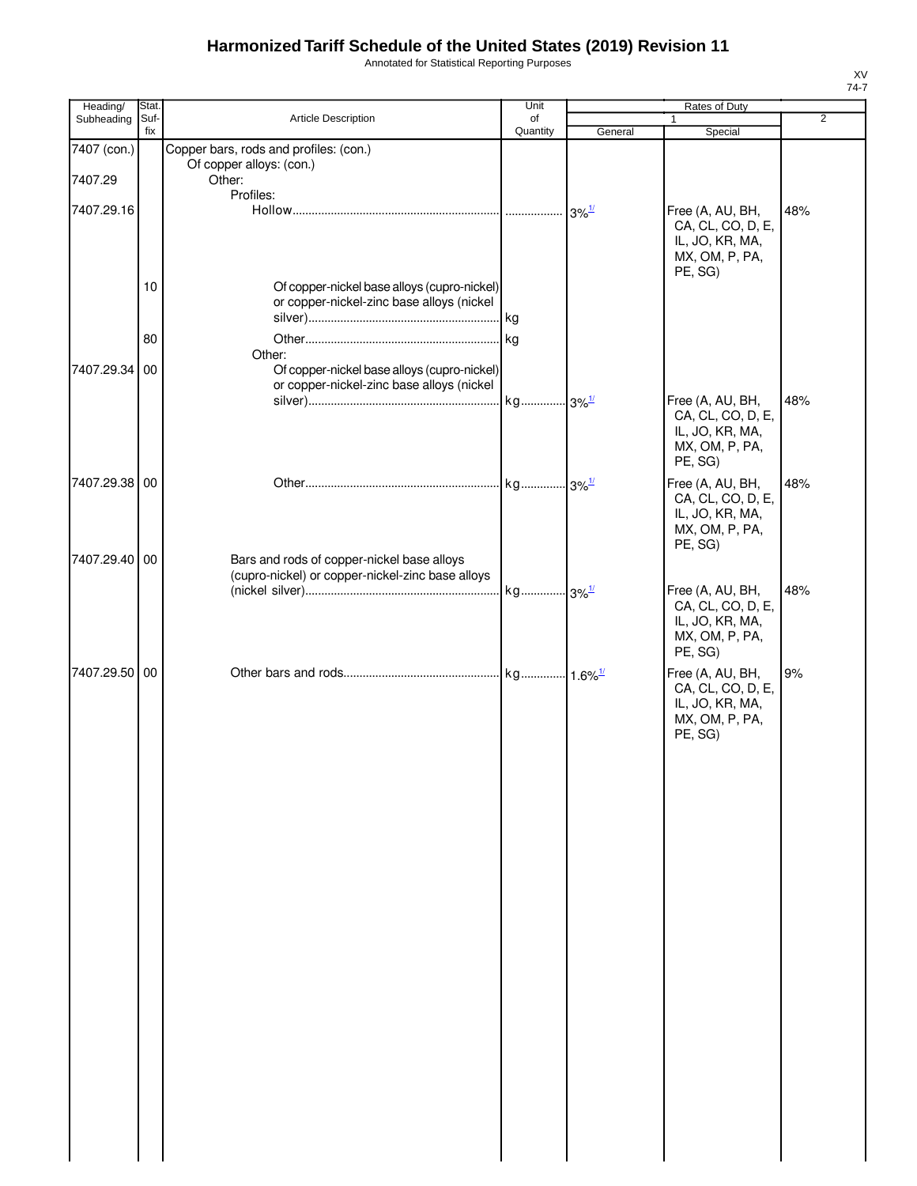# Harmonized Tariff Schedule of the United States (2019) Revision 11

Annotated for Statistical Reporting Purposes

XV
74-7

| Heading/ Subheading | Stat. Suf-fix | Article Description | Unit of Quantity | Rates of Duty 1 General | Special | 2 |
|---|---|---|---|---|---|---|
| 7407 (con.) | | Copper bars, rods and profiles: (con.) | | | | |
| | | Of copper alloys: (con.) | | | | |
| 7407.29 | | Other: | | | | |
| | | Profiles: | | | | |
| 7407.29.16 | | Hollow | | 3%[1/] | Free (A, AU, BH, CA, CL, CO, D, E, IL, JO, KR, MA, MX, OM, P, PA, PE, SG) | 48% |
| | 10 | Of copper-nickel base alloys (cupro-nickel) or copper-nickel-zinc base alloys (nickel silver) | kg | | | |
| | 80 | Other | kg | | | |
| | | Other: | | | | |
| 7407.29.34 | 00 | Of copper-nickel base alloys (cupro-nickel) or copper-nickel-zinc base alloys (nickel silver) | kg | 3%[1/] | Free (A, AU, BH, CA, CL, CO, D, E, IL, JO, KR, MA, MX, OM, P, PA, PE, SG) | 48% |
| 7407.29.38 | 00 | Other | kg | 3%[1/] | Free (A, AU, BH, CA, CL, CO, D, E, IL, JO, KR, MA, MX, OM, P, PA, PE, SG) | 48% |
| 7407.29.40 | 00 | Bars and rods of copper-nickel base alloys (cupro-nickel) or copper-nickel-zinc base alloys (nickel silver) | kg | 3%[1/] | Free (A, AU, BH, CA, CL, CO, D, E, IL, JO, KR, MA, MX, OM, P, PA, PE, SG) | 48% |
| 7407.29.50 | 00 | Other bars and rods | kg | 1.6%[1/] | Free (A, AU, BH, CA, CL, CO, D, E, IL, JO, KR, MA, MX, OM, P, PA, PE, SG) | 9% |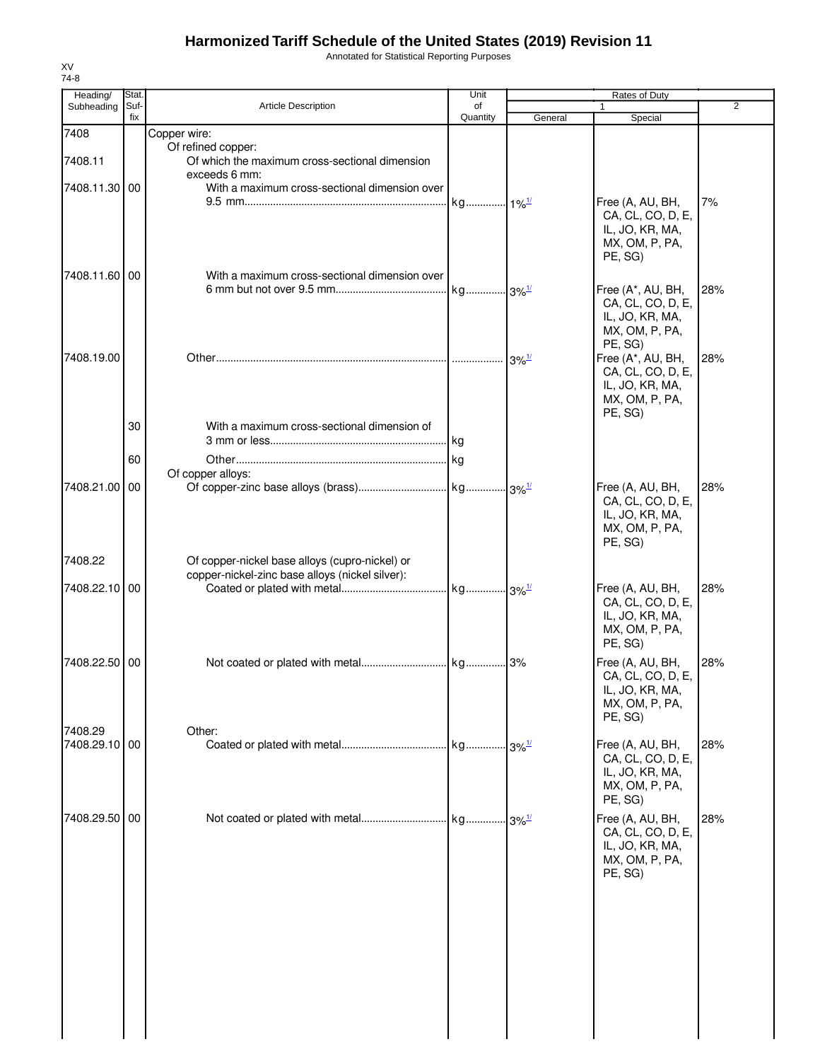# Harmonized Tariff Schedule of the United States (2019) Revision 11

Annotated for Statistical Reporting Purposes

XV
74-8

| Heading/ Subheading | Stat. Suf- fix | Article Description | Unit of Quantity | Rates of Duty 1 General | Special | 2 |
|---|---|---|---|---|---|---|
| 7408 | | Copper wire: | | | | |
| | | Of refined copper: | | | | |
| 7408.11 | | Of which the maximum cross-sectional dimension exceeds 6 mm: | | | | |
| 7408.11.30 | 00 | With a maximum cross-sectional dimension over 9.5 mm | kg | 1%[1/] | Free (A, AU, BH, CA, CL, CO, D, E, IL, JO, KR, MA, MX, OM, P, PA, PE, SG) | 7% |
| 7408.11.60 | 00 | With a maximum cross-sectional dimension over 6 mm but not over 9.5 mm | kg | 3%[1/] | Free (A*, AU, BH, CA, CL, CO, D, E, IL, JO, KR, MA, MX, OM, P, PA, PE, SG) | 28% |
| 7408.19.00 | | Other | | 3%[1/] | Free (A*, AU, BH, CA, CL, CO, D, E, IL, JO, KR, MA, MX, OM, P, PA, PE, SG) | 28% |
| | 30 | With a maximum cross-sectional dimension of 3 mm or less | kg | | | |
| | 60 | Other | kg | | | |
| | | Of copper alloys: | | | | |
| 7408.21.00 | 00 | Of copper-zinc base alloys (brass) | kg | 3%[1/] | Free (A, AU, BH, CA, CL, CO, D, E, IL, JO, KR, MA, MX, OM, P, PA, PE, SG) | 28% |
| 7408.22 | | Of copper-nickel base alloys (cupro-nickel) or copper-nickel-zinc base alloys (nickel silver): | | | | |
| 7408.22.10 | 00 | Coated or plated with metal | kg | 3%[1/] | Free (A, AU, BH, CA, CL, CO, D, E, IL, JO, KR, MA, MX, OM, P, PA, PE, SG) | 28% |
| 7408.22.50 | 00 | Not coated or plated with metal | kg | 3% | Free (A, AU, BH, CA, CL, CO, D, E, IL, JO, KR, MA, MX, OM, P, PA, PE, SG) | 28% |
| 7408.29 | | Other: | | | | |
| 7408.29.10 | 00 | Coated or plated with metal | kg | 3%[1/] | Free (A, AU, BH, CA, CL, CO, D, E, IL, JO, KR, MA, MX, OM, P, PA, PE, SG) | 28% |
| 7408.29.50 | 00 | Not coated or plated with metal | kg | 3%[1/] | Free (A, AU, BH, CA, CL, CO, D, E, IL, JO, KR, MA, MX, OM, P, PA, PE, SG) | 28% |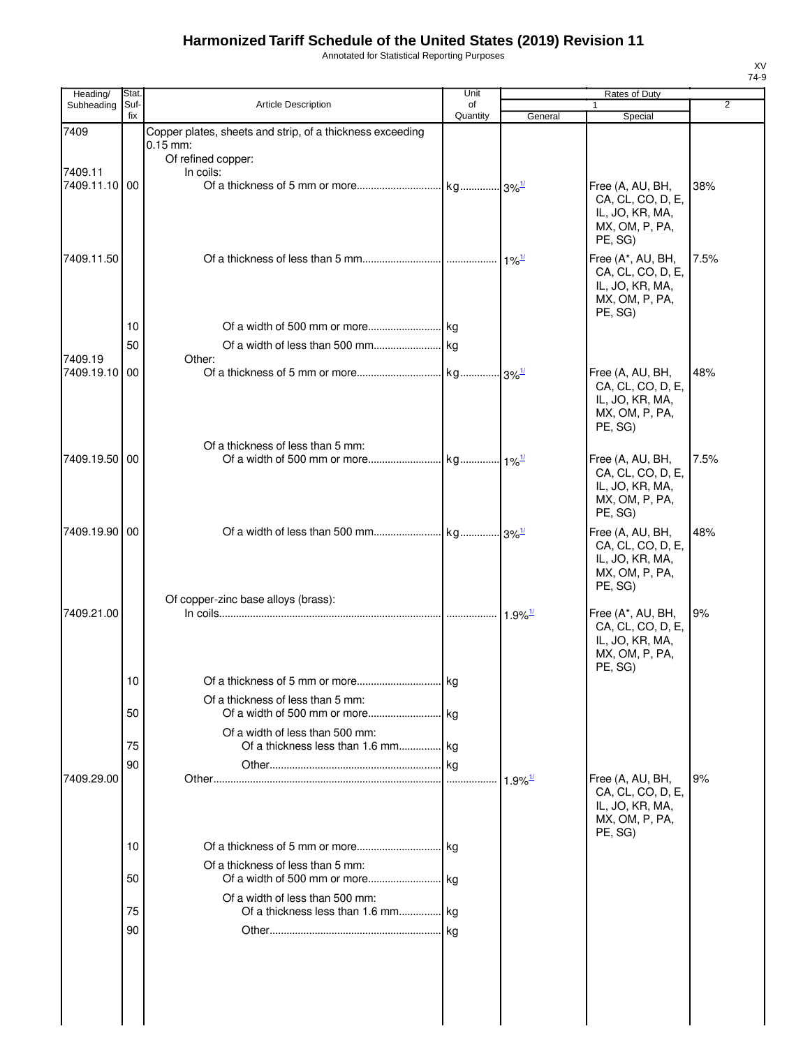# Harmonized Tariff Schedule of the United States (2019) Revision 11

Annotated for Statistical Reporting Purposes

XV
74-9

| Heading/ Subheading | Stat. Suf- fix | Article Description | Unit of Quantity | Rates of Duty 1 General | Special | 2 |
|---|---|---|---|---|---|---|
| 7409 | | Copper plates, sheets and strip, of a thickness exceeding 0.15 mm: | | | | |
| | | Of refined copper: | | | | |
| 7409.11 | | In coils: | | | | |
| 7409.11.10 | 00 | Of a thickness of 5 mm or more | kg | 3%[1/] | Free (A, AU, BH, CA, CL, CO, D, E, IL, JO, KR, MA, MX, OM, P, PA, PE, SG) | 38% |
| 7409.11.50 | | Of a thickness of less than 5 mm | | 1%[1/] | Free (A*, AU, BH, CA, CL, CO, D, E, IL, JO, KR, MA, MX, OM, P, PA, PE, SG) | 7.5% |
| | 10 | Of a width of 500 mm or more | kg | | | |
| | 50 | Of a width of less than 500 mm | kg | | | |
| 7409.19 | | Other: | | | | |
| 7409.19.10 | 00 | Of a thickness of 5 mm or more | kg | 3%[1/] | Free (A, AU, BH, CA, CL, CO, D, E, IL, JO, KR, MA, MX, OM, P, PA, PE, SG) | 48% |
| | | Of a thickness of less than 5 mm: | | | | |
| 7409.19.50 | 00 | Of a width of 500 mm or more | kg | 1%[1/] | Free (A, AU, BH, CA, CL, CO, D, E, IL, JO, KR, MA, MX, OM, P, PA, PE, SG) | 7.5% |
| 7409.19.90 | 00 | Of a width of less than 500 mm | kg | 3%[1/] | Free (A, AU, BH, CA, CL, CO, D, E, IL, JO, KR, MA, MX, OM, P, PA, PE, SG) | 48% |
| | | Of copper-zinc base alloys (brass): | | | | |
| 7409.21.00 | | In coils | | 1.9%[1/] | Free (A*, AU, BH, CA, CL, CO, D, E, IL, JO, KR, MA, MX, OM, P, PA, PE, SG) | 9% |
| | 10 | Of a thickness of 5 mm or more | kg | | | |
| | | Of a thickness of less than 5 mm: | | | | |
| | 50 | Of a width of 500 mm or more | kg | | | |
| | | Of a width of less than 500 mm: | | | | |
| | 75 | Of a thickness less than 1.6 mm | kg | | | |
| | 90 | Other | kg | | | |
| 7409.29.00 | | Other | | 1.9%[1/] | Free (A, AU, BH, CA, CL, CO, D, E, IL, JO, KR, MA, MX, OM, P, PA, PE, SG) | 9% |
| | 10 | Of a thickness of 5 mm or more | kg | | | |
| | | Of a thickness of less than 5 mm: | | | | |
| | 50 | Of a width of 500 mm or more | kg | | | |
| | | Of a width of less than 500 mm: | | | | |
| | 75 | Of a thickness less than 1.6 mm | kg | | | |
| | 90 | Other | kg | | | |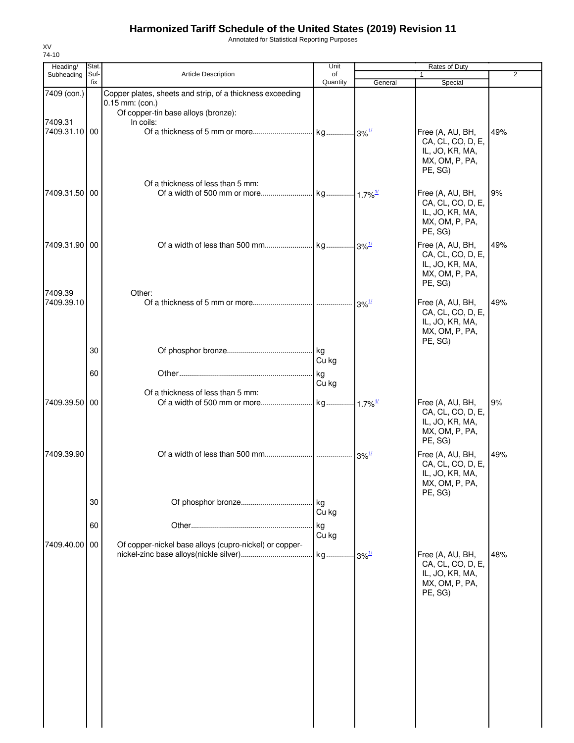# Harmonized Tariff Schedule of the United States (2019) Revision 11

Annotated for Statistical Reporting Purposes

XV
74-10

| Heading/ Subheading | Stat. Suf-fix | Article Description | Unit of Quantity | Rates of Duty 1 General | Special | 2 |
|---|---|---|---|---|---|---|
| 7409 (con.) | | Copper plates, sheets and strip, of a thickness exceeding 0.15 mm: (con.) | | | | |
| | | Of copper-tin base alloys (bronze): | | | | |
| 7409.31 | | In coils: | | | | |
| 7409.31.10 | 00 | Of a thickness of 5 mm or more | kg | 3%[1/] | Free (A, AU, BH, CA, CL, CO, D, E, IL, JO, KR, MA, MX, OM, P, PA, PE, SG) | 49% |
| | | Of a thickness of less than 5 mm: | | | | |
| 7409.31.50 | 00 | Of a width of 500 mm or more | kg | 1.7%[1/] | Free (A, AU, BH, CA, CL, CO, D, E, IL, JO, KR, MA, MX, OM, P, PA, PE, SG) | 9% |
| 7409.31.90 | 00 | Of a width of less than 500 mm | kg | 3%[1/] | Free (A, AU, BH, CA, CL, CO, D, E, IL, JO, KR, MA, MX, OM, P, PA, PE, SG) | 49% |
| 7409.39 | | Other: | | | | |
| 7409.39.10 | | Of a thickness of 5 mm or more | | 3%[1/] | Free (A, AU, BH, CA, CL, CO, D, E, IL, JO, KR, MA, MX, OM, P, PA, PE, SG) | 49% |
| | 30 | Of phosphor bronze | kg<br>Cu kg | | | |
| | 60 | Other | kg<br>Cu kg | | | |
| | | Of a thickness of less than 5 mm: | | | | |
| 7409.39.50 | 00 | Of a width of 500 mm or more | kg | 1.7%[1/] | Free (A, AU, BH, CA, CL, CO, D, E, IL, JO, KR, MA, MX, OM, P, PA, PE, SG) | 9% |
| 7409.39.90 | | Of a width of less than 500 mm | | 3%[1/] | Free (A, AU, BH, CA, CL, CO, D, E, IL, JO, KR, MA, MX, OM, P, PA, PE, SG) | 49% |
| | 30 | Of phosphor bronze | kg<br>Cu kg | | | |
| | 60 | Other | kg<br>Cu kg | | | |
| 7409.40.00 | 00 | Of copper-nickel base alloys (cupro-nickel) or copper-nickel-zinc base alloys(nickle silver) | kg | 3%[1/] | Free (A, AU, BH, CA, CL, CO, D, E, IL, JO, KR, MA, MX, OM, P, PA, PE, SG) | 48% |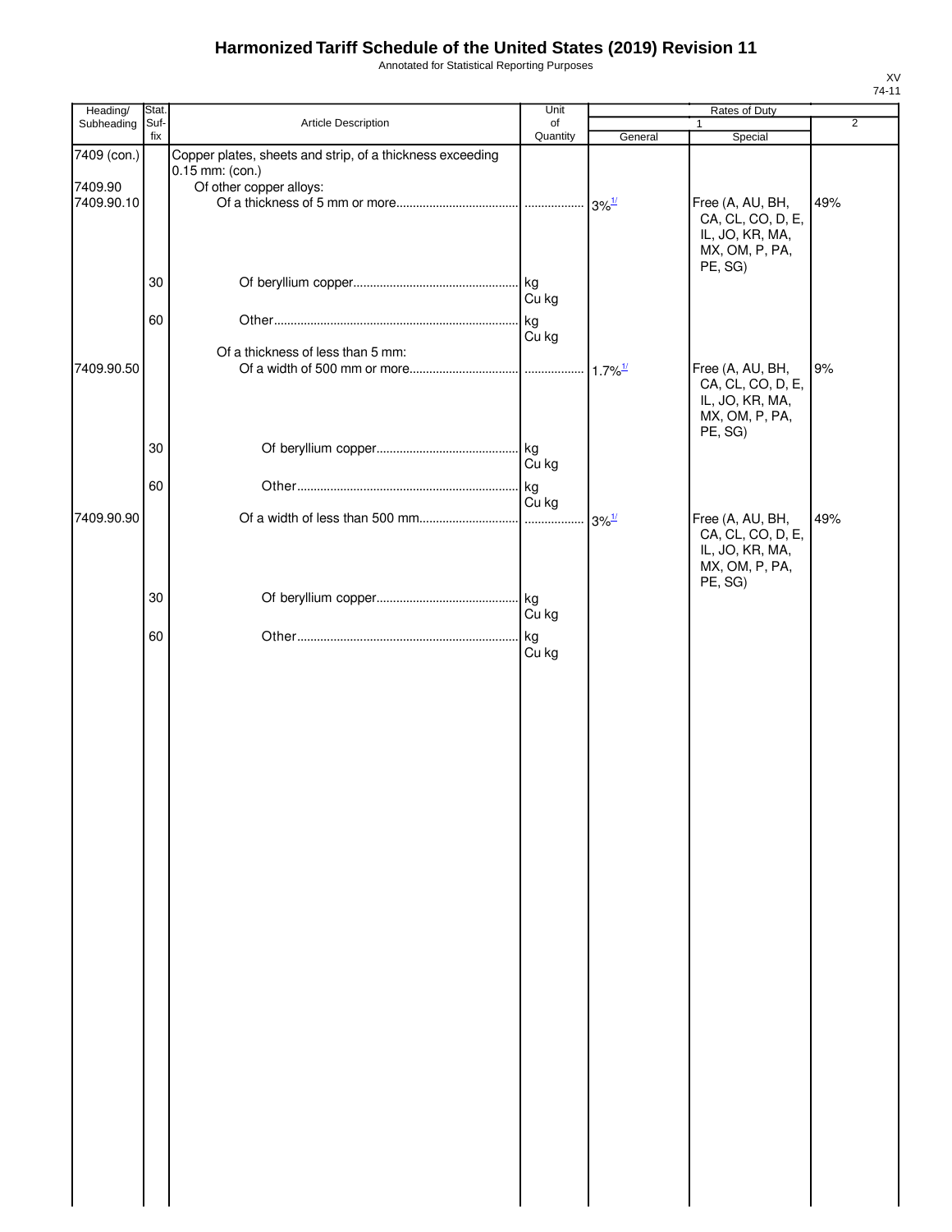# Harmonized Tariff Schedule of the United States (2019) Revision 11

Annotated for Statistical Reporting Purposes

XV
74-11

| Heading/ Subheading | Stat. Suf- fix | Article Description | Unit of Quantity | Rates of Duty 1 General | Rates of Duty 1 Special | Rates of Duty 2 |
|---|---|---|---|---|---|---|
| 7409 (con.) | | Copper plates, sheets and strip, of a thickness exceeding 0.15 mm: (con.) | | | | |
| 7409.90 | | Of other copper alloys: | | | | |
| 7409.90.10 | | Of a thickness of 5 mm or more | | 3%[1/] | Free (A, AU, BH, CA, CL, CO, D, E, IL, JO, KR, MA, MX, OM, P, PA, PE, SG) | 49% |
| | 30 | Of beryllium copper | kg Cu kg | | | |
| | 60 | Other | kg Cu kg | | | |
| | | Of a thickness of less than 5 mm: | | | | |
| 7409.90.50 | | Of a width of 500 mm or more | | 1.7%[1/] | Free (A, AU, BH, CA, CL, CO, D, E, IL, JO, KR, MA, MX, OM, P, PA, PE, SG) | 9% |
| | 30 | Of beryllium copper | kg Cu kg | | | |
| | 60 | Other | kg Cu kg | | | |
| 7409.90.90 | | Of a width of less than 500 mm | | 3%[1/] | Free (A, AU, BH, CA, CL, CO, D, E, IL, JO, KR, MA, MX, OM, P, PA, PE, SG) | 49% |
| | 30 | Of beryllium copper | kg Cu kg | | | |
| | 60 | Other | kg Cu kg | | | |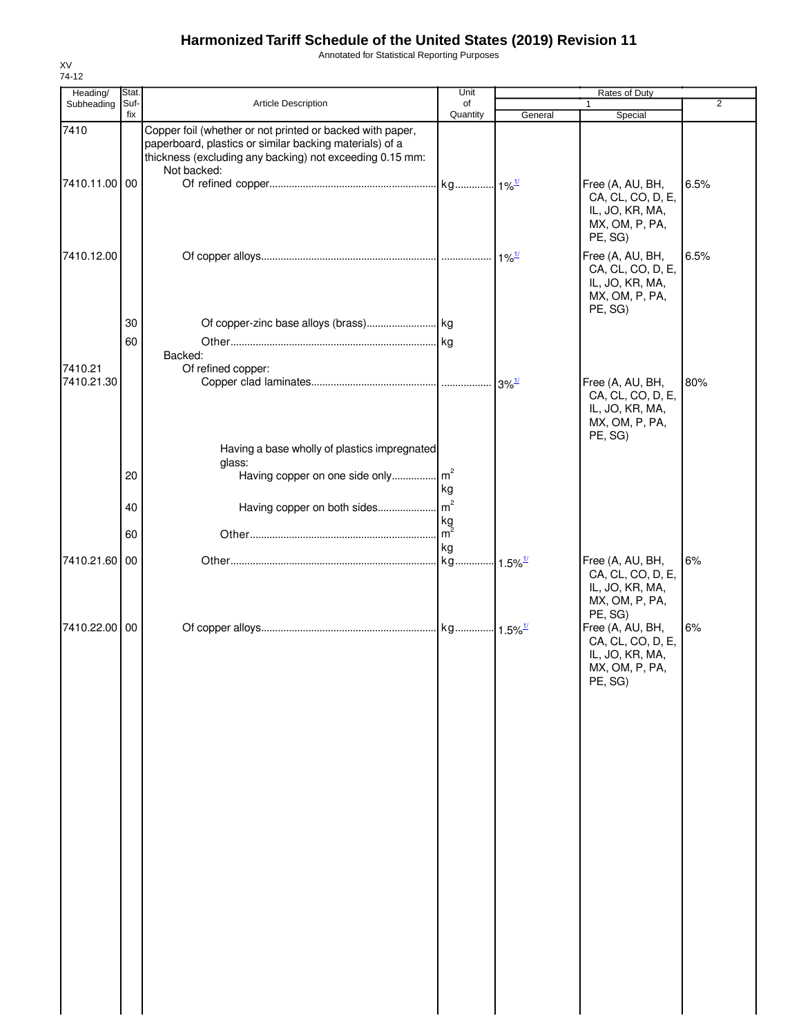# Harmonized Tariff Schedule of the United States (2019) Revision 11

Annotated for Statistical Reporting Purposes

XV
74-12

| Heading/ Subheading | Stat. Suf- fix | Article Description | Unit of Quantity | Rates of Duty 1 General | Rates of Duty 1 Special | Rates of Duty 2 |
|---|---|---|---|---|---|---|
| 7410 | | Copper foil (whether or not printed or backed with paper, paperboard, plastics or similar backing materials) of a thickness (excluding any backing) not exceeding 0.15 mm: | | | | |
| | | Not backed: | | | | |
| 7410.11.00 | 00 | Of refined copper | kg | 1%[1/] | Free (A, AU, BH, CA, CL, CO, D, E, IL, JO, KR, MA, MX, OM, P, PA, PE, SG) | 6.5% |
| 7410.12.00 | | Of copper alloys | | 1%[1/] | Free (A, AU, BH, CA, CL, CO, D, E, IL, JO, KR, MA, MX, OM, P, PA, PE, SG) | 6.5% |
| | 30 | Of copper-zinc base alloys (brass) | kg | | | |
| | 60 | Other | kg | | | |
| | | Backed: | | | | |
| 7410.21 | | Of refined copper: | | | | |
| 7410.21.30 | | Copper clad laminates | | 3%[1/] | Free (A, AU, BH, CA, CL, CO, D, E, IL, JO, KR, MA, MX, OM, P, PA, PE, SG) | 80% |
| | | Having a base wholly of plastics impregnated glass: | | | | |
| | 20 | Having copper on one side only | m² kg | | | |
| | 40 | Having copper on both sides | m² kg | | | |
| | 60 | Other | m² kg | | | |
| 7410.21.60 | 00 | Other | kg | 1.5%[1/] | Free (A, AU, BH, CA, CL, CO, D, E, IL, JO, KR, MA, MX, OM, P, PA, PE, SG) | 6% |
| 7410.22.00 | 00 | Of copper alloys | kg | 1.5%[1/] | Free (A, AU, BH, CA, CL, CO, D, E, IL, JO, KR, MA, MX, OM, P, PA, PE, SG) | 6% |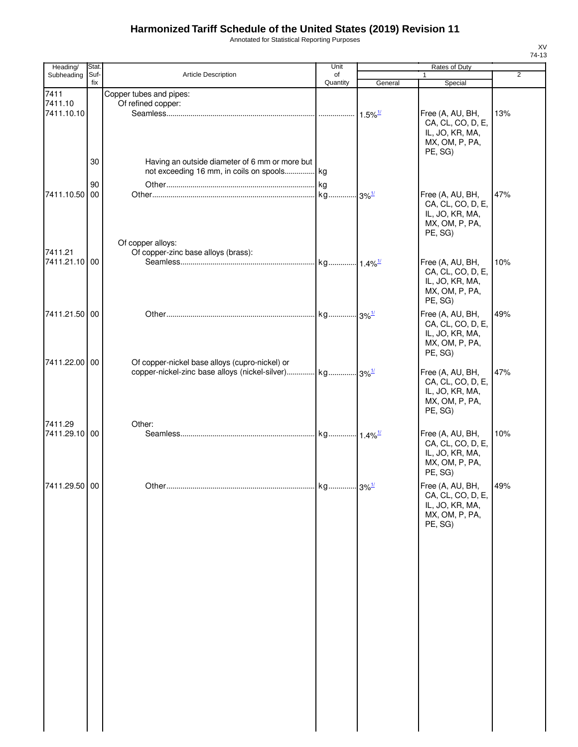# Harmonized Tariff Schedule of the United States (2019) Revision 11

Annotated for Statistical Reporting Purposes

XV
74-13

| Heading/ Subheading | Stat. Suf- fix | Article Description | Unit of Quantity | Rates of Duty 1 General | Special | 2 |
|---|---|---|---|---|---|---|
| 7411 | | Copper tubes and pipes: | | | | |
| 7411.10 | | Of refined copper: | | | | |
| 7411.10.10 | | Seamless | | 1.5%[1/] | Free (A, AU, BH, CA, CL, CO, D, E, IL, JO, KR, MA, MX, OM, P, PA, PE, SG) | 13% |
| | 30 | Having an outside diameter of 6 mm or more but not exceeding 16 mm, in coils on spools | kg | | | |
| | 90 | Other | kg | | | |
| 7411.10.50 | 00 | Other | kg | 3%[1/] | Free (A, AU, BH, CA, CL, CO, D, E, IL, JO, KR, MA, MX, OM, P, PA, PE, SG) | 47% |
| | | Of copper alloys: | | | | |
| 7411.21 | | Of copper-zinc base alloys (brass): | | | | |
| 7411.21.10 | 00 | Seamless | kg | 1.4%[1/] | Free (A, AU, BH, CA, CL, CO, D, E, IL, JO, KR, MA, MX, OM, P, PA, PE, SG) | 10% |
| 7411.21.50 | 00 | Other | kg | 3%[1/] | Free (A, AU, BH, CA, CL, CO, D, E, IL, JO, KR, MA, MX, OM, P, PA, PE, SG) | 49% |
| 7411.22.00 | 00 | Of copper-nickel base alloys (cupro-nickel) or copper-nickel-zinc base alloys (nickel-silver) | kg | 3%[1/] | Free (A, AU, BH, CA, CL, CO, D, E, IL, JO, KR, MA, MX, OM, P, PA, PE, SG) | 47% |
| 7411.29 | | Other: | | | | |
| 7411.29.10 | 00 | Seamless | kg | 1.4%[1/] | Free (A, AU, BH, CA, CL, CO, D, E, IL, JO, KR, MA, MX, OM, P, PA, PE, SG) | 10% |
| 7411.29.50 | 00 | Other | kg | 3%[1/] | Free (A, AU, BH, CA, CL, CO, D, E, IL, JO, KR, MA, MX, OM, P, PA, PE, SG) | 49% |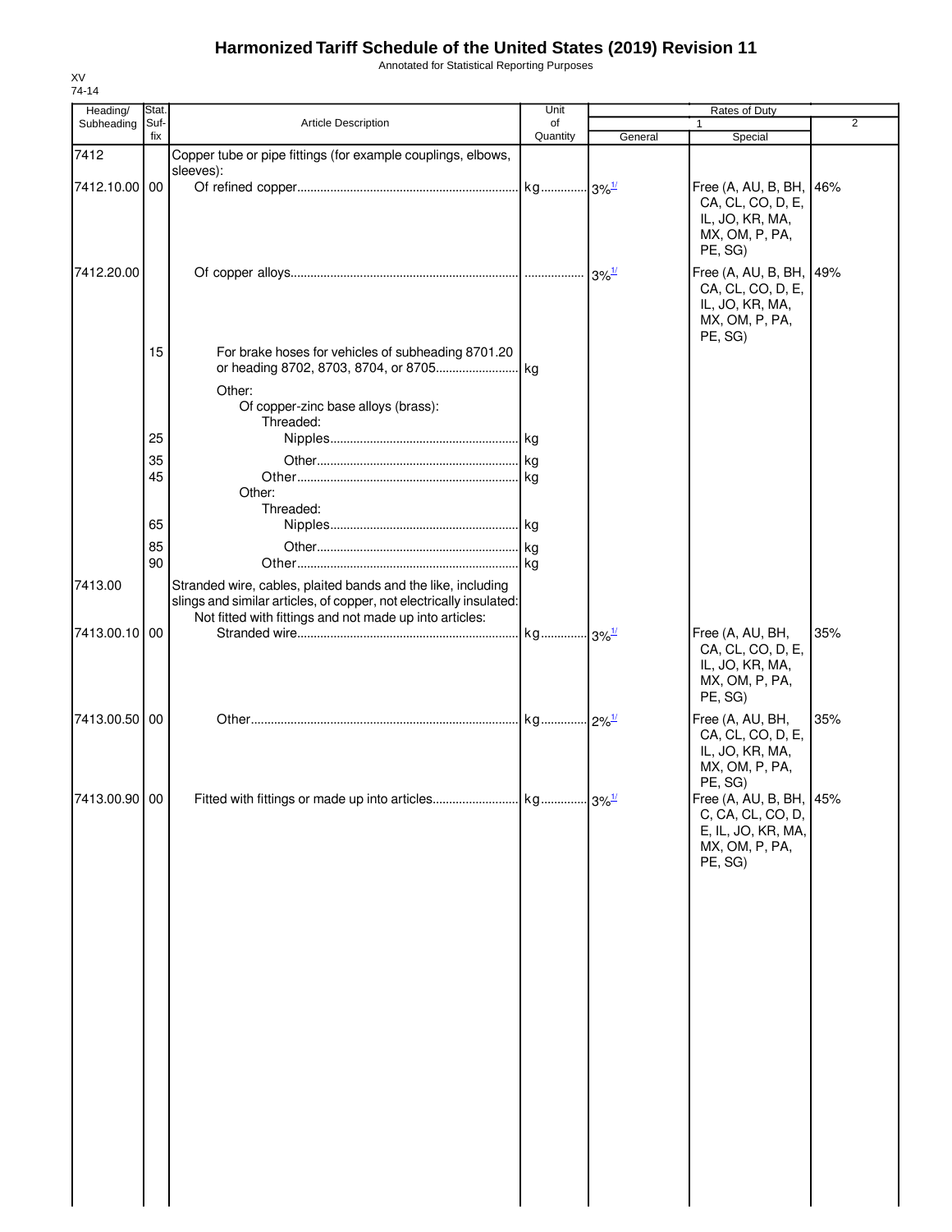# Harmonized Tariff Schedule of the United States (2019) Revision 11

Annotated for Statistical Reporting Purposes

XV
74-14

| Heading/ Subheading | Stat. Suf- fix | Article Description | Unit of Quantity | Rates of Duty 1 General | Special | 2 |
|---|---|---|---|---|---|---|
| 7412 | | Copper tube or pipe fittings (for example couplings, elbows, sleeves): | | | | |
| 7412.10.00 | 00 | Of refined copper | kg | 3%[1/] | Free (A, AU, B, BH, CA, CL, CO, D, E, IL, JO, KR, MA, MX, OM, P, PA, PE, SG) | 46% |
| 7412.20.00 | | Of copper alloys | | 3%[1/] | Free (A, AU, B, BH, CA, CL, CO, D, E, IL, JO, KR, MA, MX, OM, P, PA, PE, SG) | 49% |
| | 15 | For brake hoses for vehicles of subheading 8701.20 or heading 8702, 8703, 8704, or 8705 | kg | | | |
| | | Other: | | | | |
| | | Of copper-zinc base alloys (brass): | | | | |
| | | Threaded: | | | | |
| | 25 | Nipples | kg | | | |
| | 35 | Other | kg | | | |
| | 45 | Other | kg | | | |
| | | Other: | | | | |
| | | Threaded: | | | | |
| | 65 | Nipples | kg | | | |
| | 85 | Other | kg | | | |
| | 90 | Other | kg | | | |
| 7413.00 | | Stranded wire, cables, plaited bands and the like, including slings and similar articles, of copper, not electrically insulated: | | | | |
| | | Not fitted with fittings and not made up into articles: | | | | |
| 7413.00.10 | 00 | Stranded wire | kg | 3%[1/] | Free (A, AU, BH, CA, CL, CO, D, E, IL, JO, KR, MA, MX, OM, P, PA, PE, SG) | 35% |
| 7413.00.50 | 00 | Other | kg | 2%[1/] | Free (A, AU, BH, CA, CL, CO, D, E, IL, JO, KR, MA, MX, OM, P, PA, PE, SG) | 35% |
| 7413.00.90 | 00 | Fitted with fittings or made up into articles | kg | 3%[1/] | Free (A, AU, B, BH, C, CA, CL, CO, D, E, IL, JO, KR, MA, MX, OM, P, PA, PE, SG) | 45% |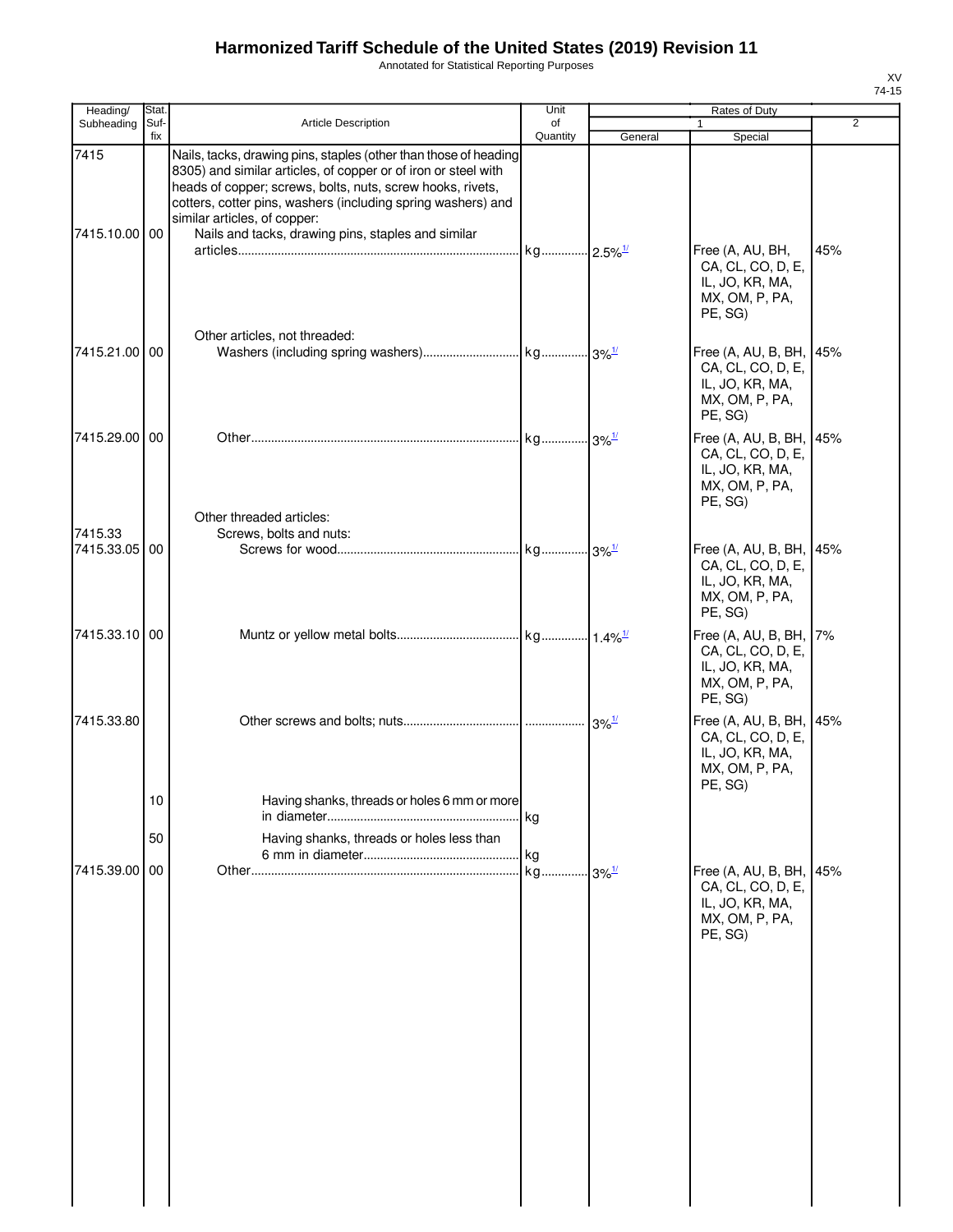# Harmonized Tariff Schedule of the United States (2019) Revision 11

Annotated for Statistical Reporting Purposes

XV
74-15

| Heading/ Subheading | Stat. Suf- fix | Article Description | Unit of Quantity | Rates of Duty 1 General | Rates of Duty 1 Special | Rates of Duty 2 |
|---|---|---|---|---|---|---|
| 7415 | | Nails, tacks, drawing pins, staples (other than those of heading 8305) and similar articles, of copper or of iron or steel with heads of copper; screws, bolts, nuts, screw hooks, rivets, cotters, cotter pins, washers (including spring washers) and similar articles, of copper: | | | | |
| 7415.10.00 | 00 | Nails and tacks, drawing pins, staples and similar articles | kg | 2.5%[1/] | Free (A, AU, BH, CA, CL, CO, D, E, IL, JO, KR, MA, MX, OM, P, PA, PE, SG) | 45% |
| | | Other articles, not threaded: | | | | |
| 7415.21.00 | 00 | Washers (including spring washers) | kg | 3%[1/] | Free (A, AU, B, BH, CA, CL, CO, D, E, IL, JO, KR, MA, MX, OM, P, PA, PE, SG) | 45% |
| 7415.29.00 | 00 | Other | kg | 3%[1/] | Free (A, AU, B, BH, CA, CL, CO, D, E, IL, JO, KR, MA, MX, OM, P, PA, PE, SG) | 45% |
| | | Other threaded articles: | | | | |
| 7415.33 | | Screws, bolts and nuts: | | | | |
| 7415.33.05 | 00 | Screws for wood | kg | 3%[1/] | Free (A, AU, B, BH, CA, CL, CO, D, E, IL, JO, KR, MA, MX, OM, P, PA, PE, SG) | 45% |
| 7415.33.10 | 00 | Muntz or yellow metal bolts | kg | 1.4%[1/] | Free (A, AU, B, BH, CA, CL, CO, D, E, IL, JO, KR, MA, MX, OM, P, PA, PE, SG) | 7% |
| 7415.33.80 | | Other screws and bolts; nuts | | 3%[1/] | Free (A, AU, B, BH, CA, CL, CO, D, E, IL, JO, KR, MA, MX, OM, P, PA, PE, SG) | 45% |
| | 10 | Having shanks, threads or holes 6 mm or more in diameter | kg | | | |
| | 50 | Having shanks, threads or holes less than 6 mm in diameter | kg | | | |
| 7415.39.00 | 00 | Other | kg | 3%[1/] | Free (A, AU, B, BH, CA, CL, CO, D, E, IL, JO, KR, MA, MX, OM, P, PA, PE, SG) | 45% |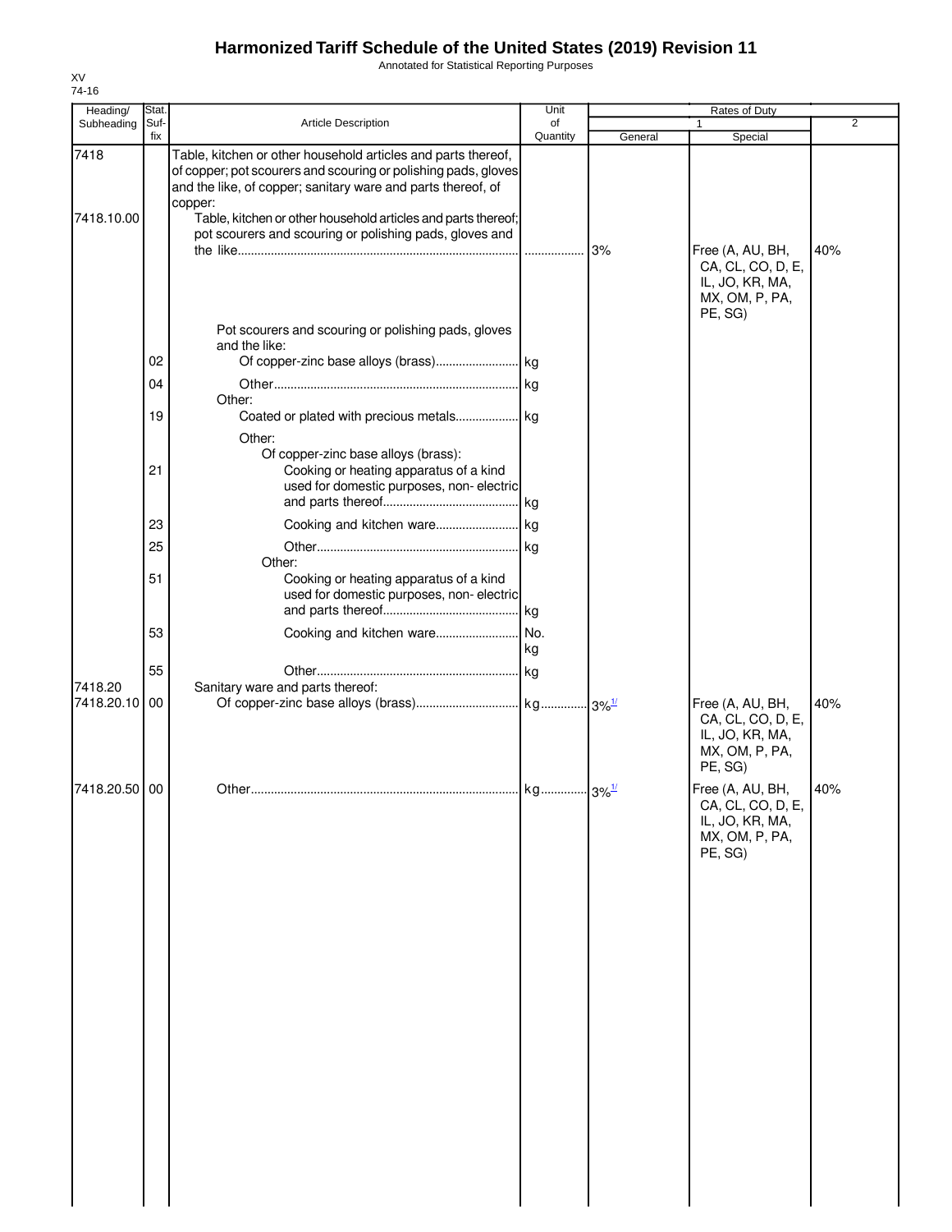# Harmonized Tariff Schedule of the United States (2019) Revision 11

Annotated for Statistical Reporting Purposes

XV
74-16

| Heading/ Subheading | Stat. Suf- fix | Article Description | Unit of Quantity | Rates of Duty 1 General | Special | 2 |
|---|---|---|---|---|---|---|
| 7418 | | Table, kitchen or other household articles and parts thereof, of copper; pot scourers and scouring or polishing pads, gloves and the like, of copper; sanitary ware and parts thereof, of copper: | | | | |
| 7418.10.00 | | Table, kitchen or other household articles and parts thereof; pot scourers and scouring or polishing pads, gloves and the like | | 3% | Free (A, AU, BH, CA, CL, CO, D, E, IL, JO, KR, MA, MX, OM, P, PA, PE, SG) | 40% |
| | | Pot scourers and scouring or polishing pads, gloves and the like: | | | | |
| | 02 | Of copper-zinc base alloys (brass) | kg | | | |
| | 04 | Other | kg | | | |
| | | Other: | | | | |
| | 19 | Coated or plated with precious metals | kg | | | |
| | | Other: | | | | |
| | | Of copper-zinc base alloys (brass): | | | | |
| | 21 | Cooking or heating apparatus of a kind used for domestic purposes, non- electric and parts thereof | kg | | | |
| | 23 | Cooking and kitchen ware | kg | | | |
| | 25 | Other | kg | | | |
| | | Other: | | | | |
| | 51 | Cooking or heating apparatus of a kind used for domestic purposes, non- electric and parts thereof | kg | | | |
| | 53 | Cooking and kitchen ware | No. kg | | | |
| | 55 | Other | kg | | | |
| 7418.20 | | Sanitary ware and parts thereof: | | | | |
| 7418.20.10 | 00 | Of copper-zinc base alloys (brass) | kg | 3%[1/] | Free (A, AU, BH, CA, CL, CO, D, E, IL, JO, KR, MA, MX, OM, P, PA, PE, SG) | 40% |
| 7418.20.50 | 00 | Other | kg | 3%[1/] | Free (A, AU, BH, CA, CL, CO, D, E, IL, JO, KR, MA, MX, OM, P, PA, PE, SG) | 40% |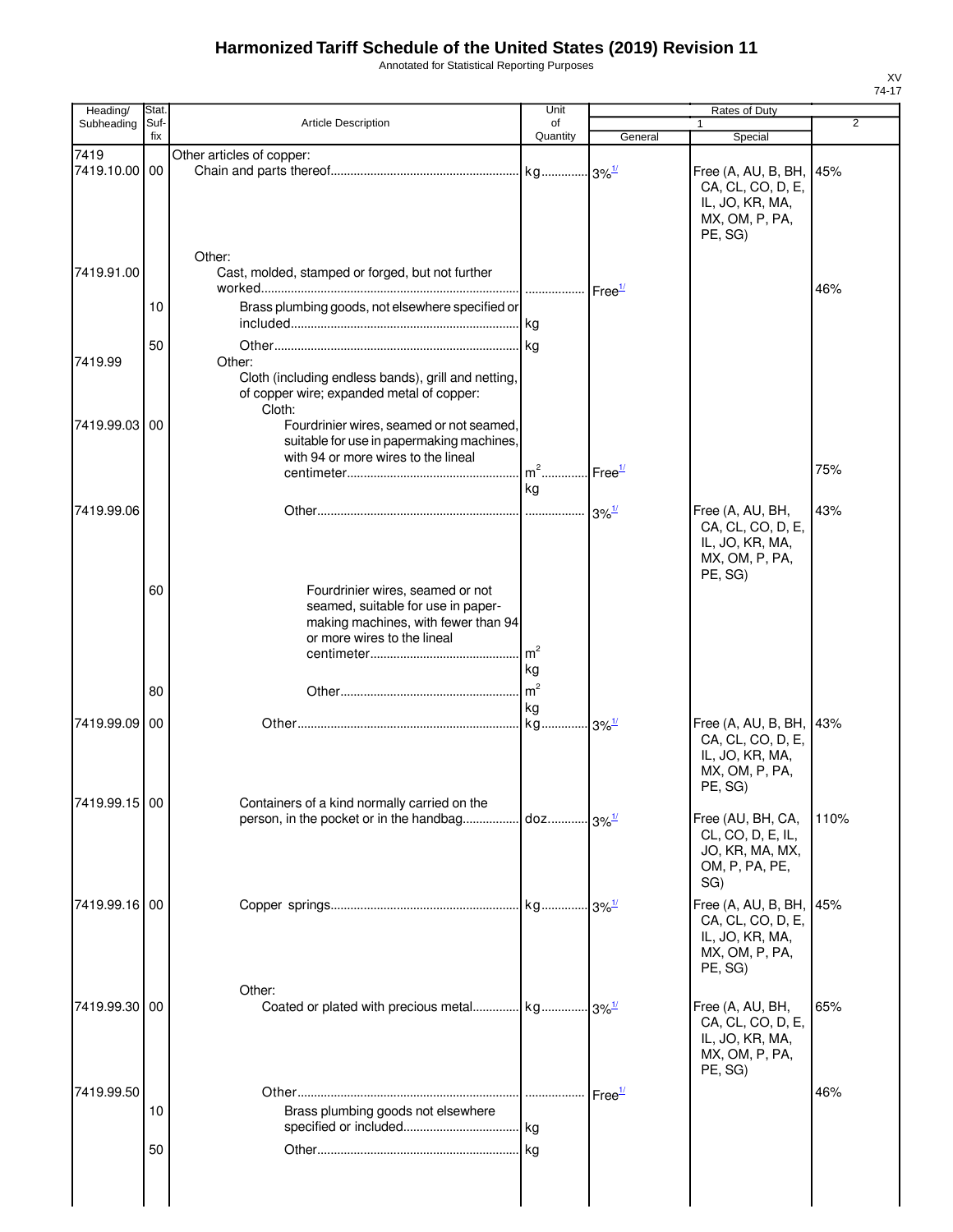# Harmonized Tariff Schedule of the United States (2019) Revision 11

Annotated for Statistical Reporting Purposes

XV
74-17

| Heading/ Subheading | Stat. Suf- fix | Article Description | Unit of Quantity | Rates of Duty 1 General | Rates of Duty 1 Special | Rates of Duty 2 |
|---|---|---|---|---|---|---|
| 7419 | | Other articles of copper: | | | | |
| 7419.10.00 | 00 | Chain and parts thereof | kg | 3%1/ | Free (A, AU, B, BH, CA, CL, CO, D, E, IL, JO, KR, MA, MX, OM, P, PA, PE, SG) | 45% |
| | | Other: | | | | |
| 7419.91.00 | | Cast, molded, stamped or forged, but not further worked | | Free1/ | | 46% |
| | 10 | Brass plumbing goods, not elsewhere specified or included | kg | | | |
| | 50 | Other | kg | | | |
| 7419.99 | | Other: | | | | |
| | | Cloth (including endless bands), grill and netting, of copper wire; expanded metal of copper: | | | | |
| | | Cloth: | | | | |
| 7419.99.03 | 00 | Fourdrinier wires, seamed or not seamed, suitable for use in papermaking machines, with 94 or more wires to the lineal centimeter | m² kg | Free1/ | | 75% |
| 7419.99.06 | | Other | | 3%1/ | Free (A, AU, BH, CA, CL, CO, D, E, IL, JO, KR, MA, MX, OM, P, PA, PE, SG) | 43% |
| | 60 | Fourdrinier wires, seamed or not seamed, suitable for use in paper-making machines, with fewer than 94 or more wires to the lineal centimeter | m² kg | | | |
| | 80 | Other | m² kg | | | |
| 7419.99.09 | 00 | Other | kg | 3%1/ | Free (A, AU, B, BH, CA, CL, CO, D, E, IL, JO, KR, MA, MX, OM, P, PA, PE, SG) | 43% |
| 7419.99.15 | 00 | Containers of a kind normally carried on the person, in the pocket or in the handbag | doz | 3%1/ | Free (AU, BH, CA, CL, CO, D, E, IL, JO, KR, MA, MX, OM, P, PA, PE, SG) | 110% |
| 7419.99.16 | 00 | Copper springs | kg | 3%1/ | Free (A, AU, B, BH, CA, CL, CO, D, E, IL, JO, KR, MA, MX, OM, P, PA, PE, SG) | 45% |
| | | Other: | | | | |
| 7419.99.30 | 00 | Coated or plated with precious metal | kg | 3%1/ | Free (A, AU, BH, CA, CL, CO, D, E, IL, JO, KR, MA, MX, OM, P, PA, PE, SG) | 65% |
| 7419.99.50 | | Other | | Free1/ | | 46% |
| | 10 | Brass plumbing goods not elsewhere specified or included | kg | | | |
| | 50 | Other | kg | | | |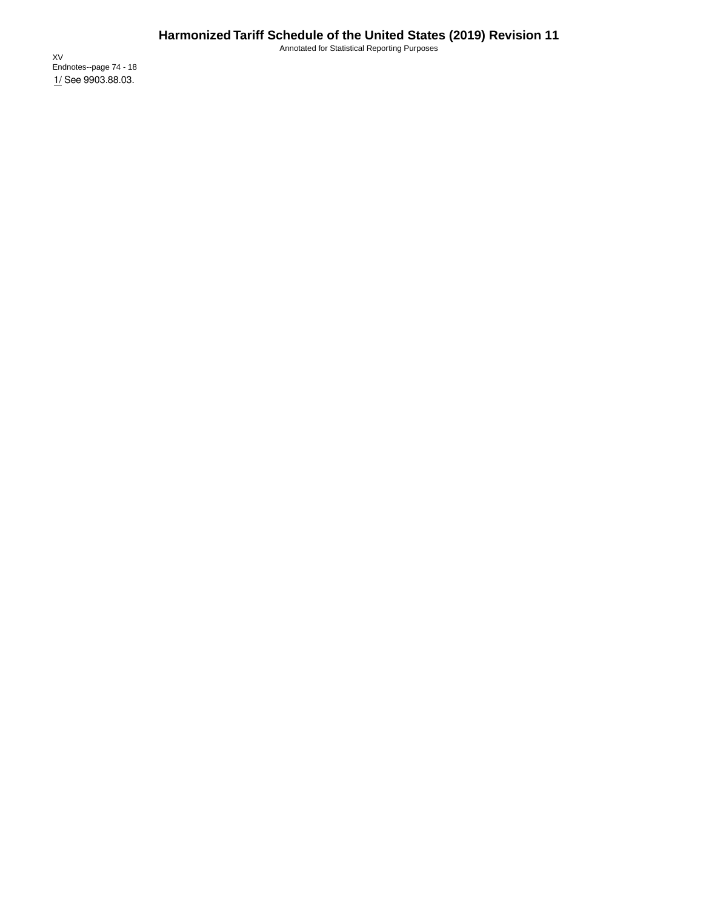1/ See 9903.88.03.